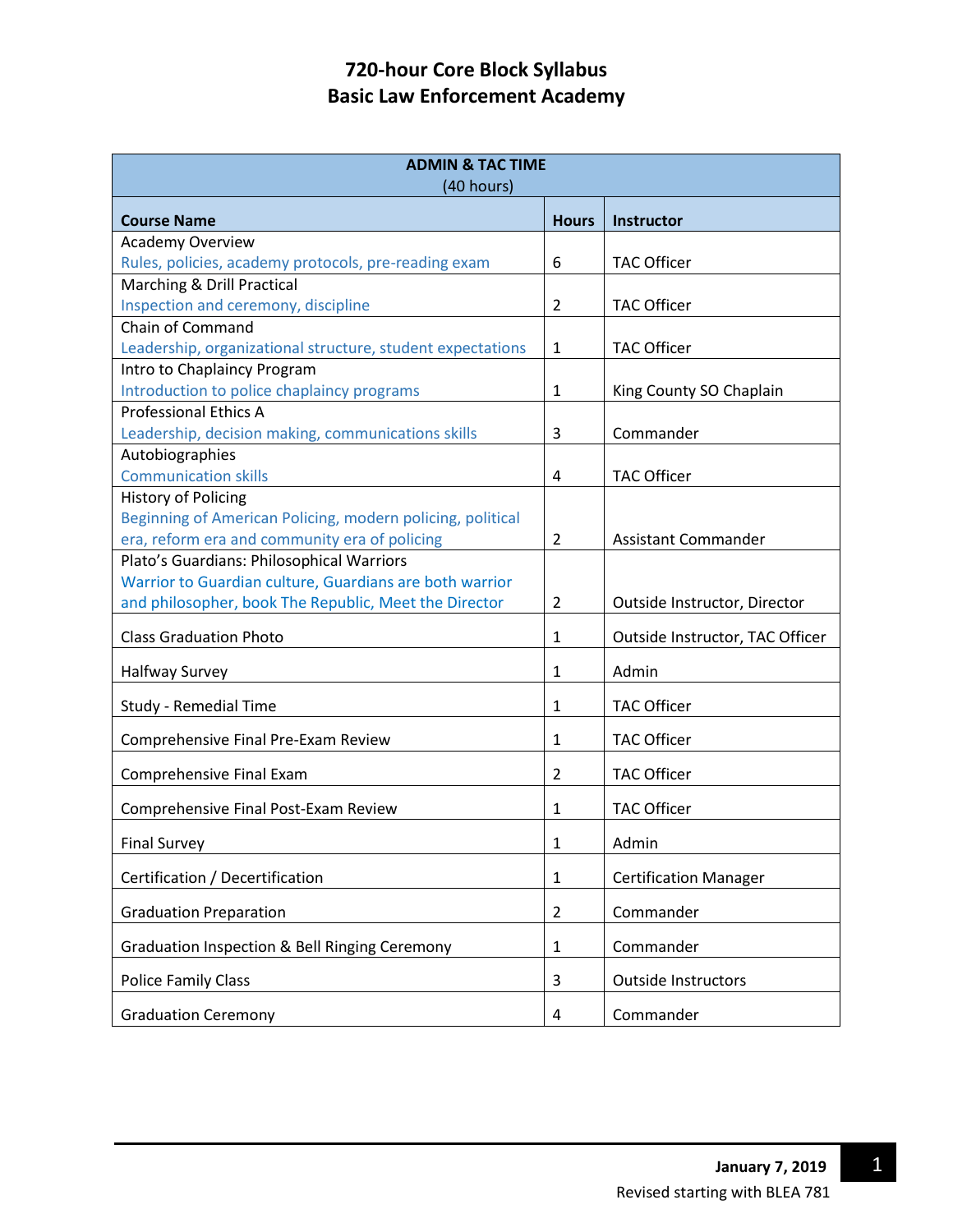# 720-hour Core Block Syllabus
# Basic Law Enforcement Academy

| **ADMIN & TAC TIME** (40 hours) | | |
|---|---|---|
| **Course Name** | **Hours** | **Instructor** |
| Academy Overview<br>Rules, policies, academy protocols, pre-reading exam | 6 | TAC Officer |
| Marching & Drill Practical<br>Inspection and ceremony, discipline | 2 | TAC Officer |
| Chain of Command<br>Leadership, organizational structure, student expectations | 1 | TAC Officer |
| Intro to Chaplaincy Program<br>Introduction to police chaplaincy programs | 1 | King County SO Chaplain |
| Professional Ethics A<br>Leadership, decision making, communications skills | 3 | Commander |
| Autobiographies<br>Communication skills | 4 | TAC Officer |
| History of Policing<br>Beginning of American Policing, modern policing, political era, reform era and community era of policing | 2 | Assistant Commander |
| Plato's Guardians: Philosophical Warriors<br>Warrior to Guardian culture, Guardians are both warrior and philosopher, book The Republic, Meet the Director | 2 | Outside Instructor, Director |
| Class Graduation Photo | 1 | Outside Instructor, TAC Officer |
| Halfway Survey | 1 | Admin |
| Study - Remedial Time | 1 | TAC Officer |
| Comprehensive Final Pre-Exam Review | 1 | TAC Officer |
| Comprehensive Final Exam | 2 | TAC Officer |
| Comprehensive Final Post-Exam Review | 1 | TAC Officer |
| Final Survey | 1 | Admin |
| Certification / Decertification | 1 | Certification Manager |
| Graduation Preparation | 2 | Commander |
| Graduation Inspection & Bell Ringing Ceremony | 1 | Commander |
| Police Family Class | 3 | Outside Instructors |
| Graduation Ceremony | 4 | Commander |

**January 7, 2019**
Revised starting with BLEA 781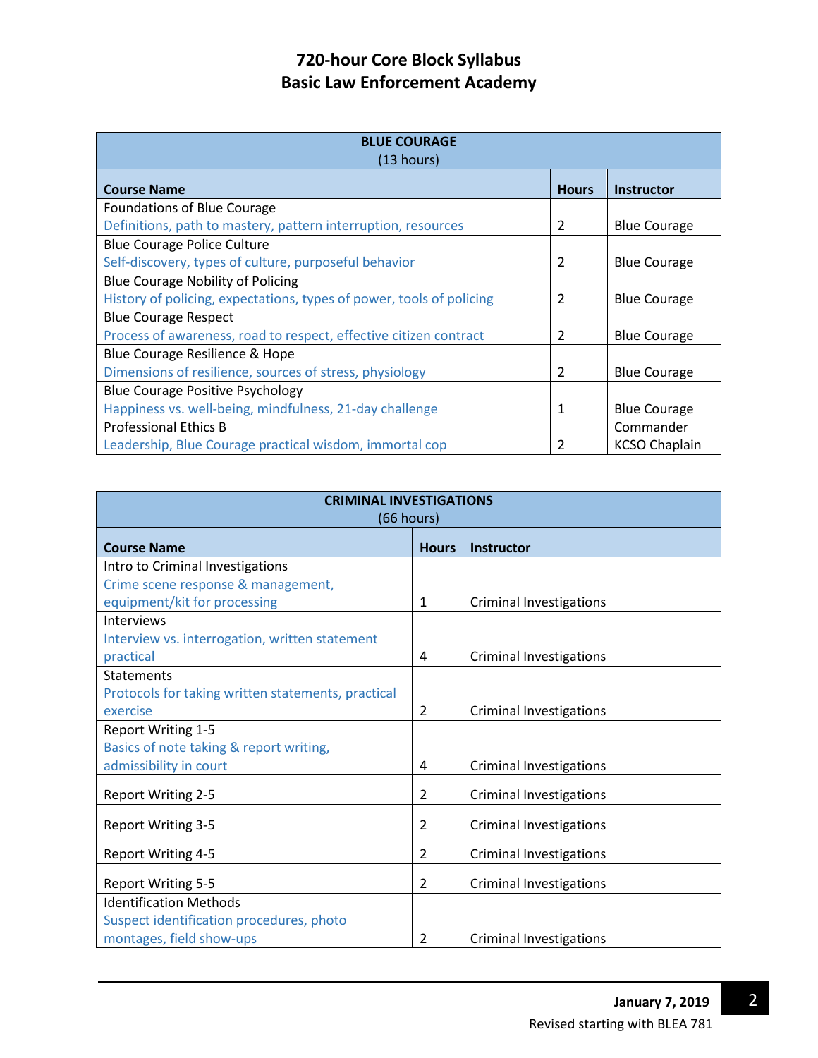# 720-hour Core Block Syllabus
# Basic Law Enforcement Academy

| BLUE COURAGE (13 hours) | | |
|---|---|---|
| **Course Name** | **Hours** | **Instructor** |
| Foundations of Blue Course<br>Definitions, path to mastery, pattern interruption, resources | 2 | Blue Courage |
| Blue Courage Police Culture<br>Self-discovery, types of culture, purposeful behavior | 2 | Blue Courage |
| Blue Courage Nobility of Policing<br>History of policing, expectations, types of power, tools of policing | 2 | Blue Courage |
| Blue Courage Respect<br>Process of awareness, road to respect, effective citizen contract | 2 | Blue Courage |
| Blue Courage Resilience & Hope<br>Dimensions of resilience, sources of stress, physiology | 2 | Blue Courage |
| Blue Courage Positive Psychology<br>Happiness vs. well-being, mindfulness, 21-day challenge | 1 | Blue Courage |
| Professional Ethics B<br>Leadership, Blue Courage practical wisdom, immortal cop | 2 | Commander<br>KCSO Chaplain |

| CRIMINAL INVESTIGATIONS (66 hours) | | |
|---|---|---|
| **Course Name** | **Hours** | **Instructor** |
| Intro to Criminal Investigations<br>Crime scene response & management, equipment/kit for processing | 1 | Criminal Investigations |
| Interviews<br>Interview vs. interrogation, written statement practical | 4 | Criminal Investigations |
| Statements<br>Protocols for taking written statements, practical exercise | 2 | Criminal Investigations |
| Report Writing 1-5<br>Basics of note taking & report writing, admissibility in court | 4 | Criminal Investigations |
| Report Writing 2-5 | 2 | Criminal Investigations |
| Report Writing 3-5 | 2 | Criminal Investigations |
| Report Writing 4-5 | 2 | Criminal Investigations |
| Report Writing 5-5 | 2 | Criminal Investigations |
| Identification Methods<br>Suspect identification procedures, photo montages, field show-ups | 2 | Criminal Investigations |

**January 7, 2019**

Revised starting with BLEA 781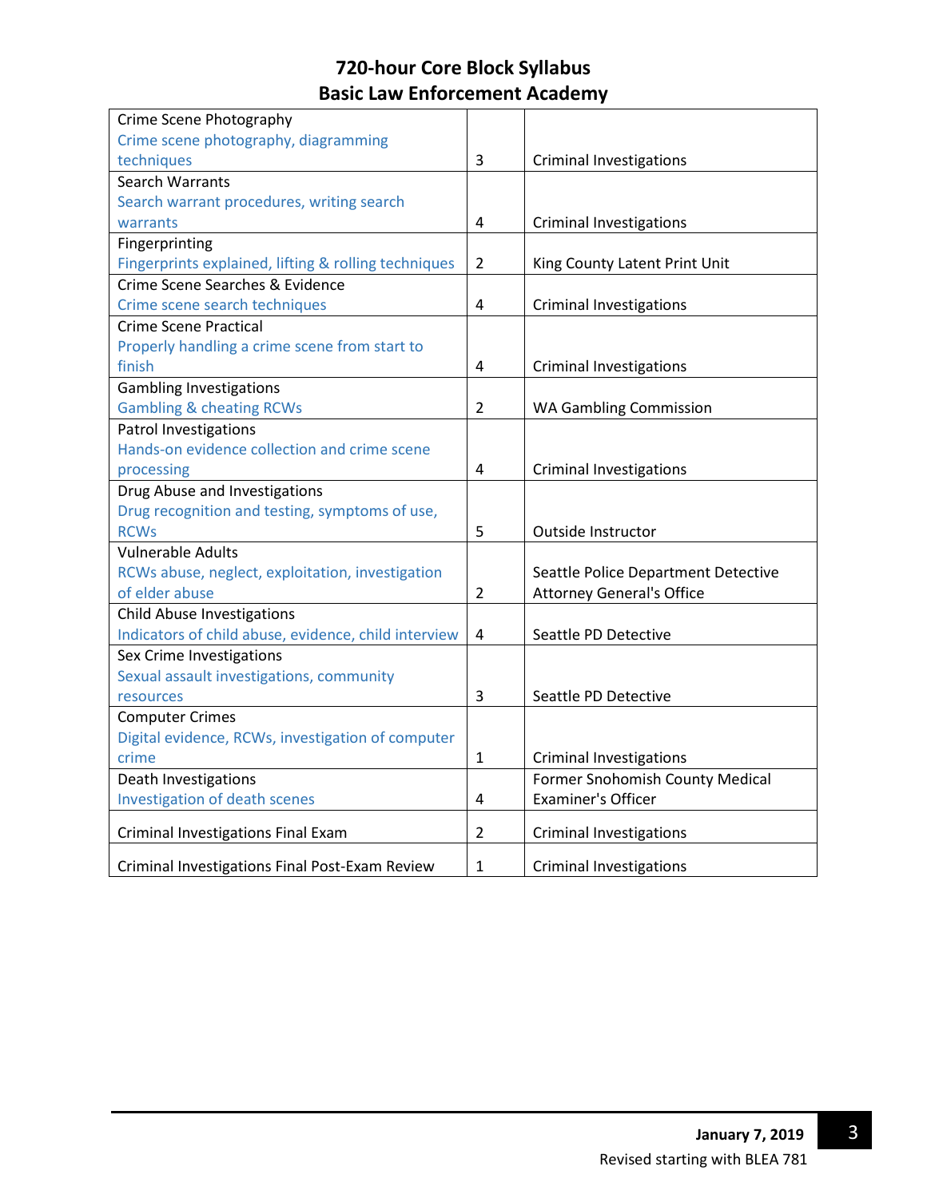**720-hour Core Block Syllabus**
**Basic Law Enforcement Academy**

| Topic | Hours | Instructor |
|---|---|---|
| Crime Scene Photography<br>Crime scene photography, diagramming techniques | 3 | Criminal Investigations |
| Search Warrants<br>Search warrant procedures, writing search warrants | 4 | Criminal Investigations |
| Fingerprinting<br>Fingerprints explained, lifting & rolling techniques | 2 | King County Latent Print Unit |
| Crime Scene Searches & Evidence<br>Crime scene search techniques | 4 | Criminal Investigations |
| Crime Scene Practical<br>Properly handling a crime scene from start to finish | 4 | Criminal Investigations |
| Gambling Investigations<br>Gambling & cheating RCWs | 2 | WA Gambling Commission |
| Patrol Investigations<br>Hands-on evidence collection and crime scene processing | 4 | Criminal Investigations |
| Drug Abuse and Investigations<br>Drug recognition and testing, symptoms of use, RCWs | 5 | Outside Instructor |
| Vulnerable Adults<br>RCWs abuse, neglect, exploitation, investigation of elder abuse | 2 | Seattle Police Department Detective<br>Attorney General's Office |
| Child Abuse Investigations<br>Indicators of child abuse, evidence, child interview | 4 | Seattle PD Detective |
| Sex Crime Investigations<br>Sexual assault investigations, community resources | 3 | Seattle PD Detective |
| Computer Crimes<br>Digital evidence, RCWs, investigation of computer crime | 1 | Criminal Investigations |
| Death Investigations<br>Investigation of death scenes | 4 | Former Snohomish County Medical Examiner's Officer |
| Criminal Investigations Final Exam | 2 | Criminal Investigations |
| Criminal Investigations Final Post-Exam Review | 1 | Criminal Investigations |

**January 7, 2019**
Revised starting with BLEA 781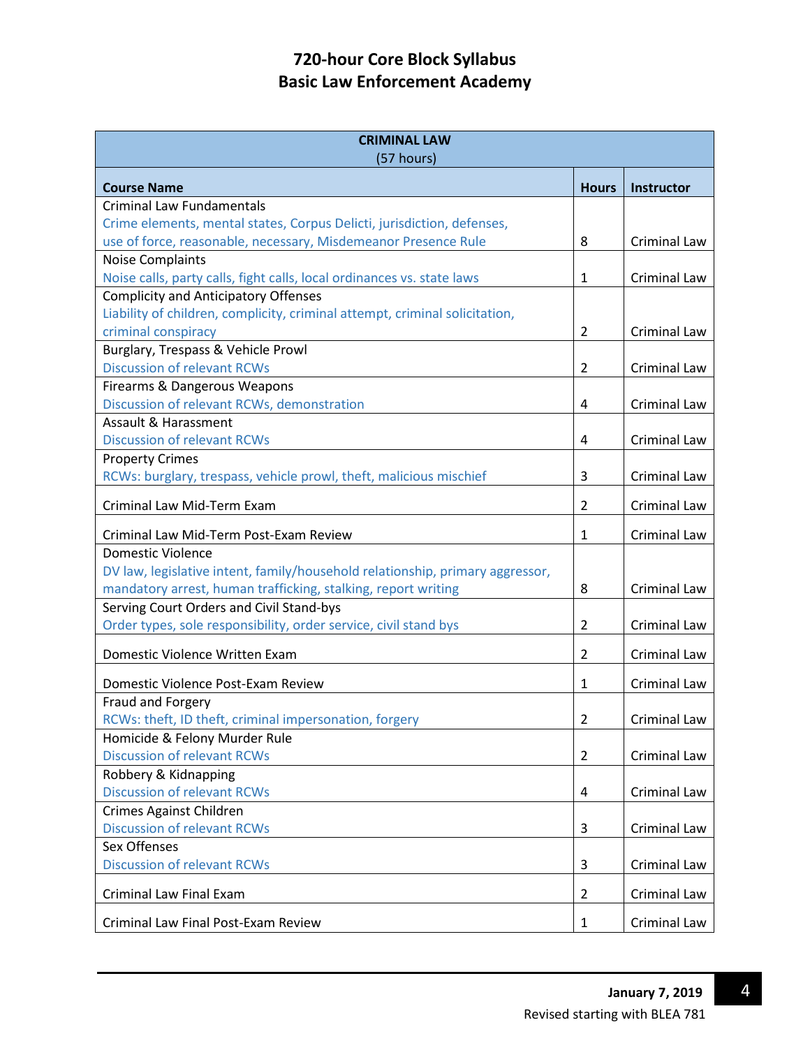# 720-hour Core Block Syllabus
# Basic Law Enforcement Academy

| CRIMINAL LAW (57 hours) | | |
|---|---|---|
| **Course Name** | **Hours** | **Instructor** |
| Criminal Law Fundamentals<br>Crime elements, mental states, Corpus Delicti, jurisdiction, defenses, use of force, reasonable, necessary, Misdemeanor Presence Rule | 8 | Criminal Law |
| Noise Complaints<br>Noise calls, party calls, fight calls, local ordinances vs. state laws | 1 | Criminal Law |
| Complicity and Anticipatory Offenses<br>Liability of children, complicity, criminal attempt, criminal solicitation, criminal conspiracy | 2 | Criminal Law |
| Burglary, Trespass & Vehicle Prowl<br>Discussion of relevant RCWs | 2 | Criminal Law |
| Firearms & Dangerous Weapons<br>Discussion of relevant RCWs, demonstration | 4 | Criminal Law |
| Assault & Harassment<br>Discussion of relevant RCWs | 4 | Criminal Law |
| Property Crimes<br>RCWs: burglary, trespass, vehicle prowl, theft, malicious mischief | 3 | Criminal Law |
| Criminal Law Mid-Term Exam | 2 | Criminal Law |
| Criminal Law Mid-Term Post-Exam Review | 1 | Criminal Law |
| Domestic Violence<br>DV law, legislative intent, family/household relationship, primary aggressor, mandatory arrest, human trafficking, stalking, report writing | 8 | Criminal Law |
| Serving Court Orders and Civil Stand-bys<br>Order types, sole responsibility, order service, civil stand bys | 2 | Criminal Law |
| Domestic Violence Written Exam | 2 | Criminal Law |
| Domestic Violence Post-Exam Review | 1 | Criminal Law |
| Fraud and Forgery<br>RCWs: theft, ID theft, criminal impersonation, forgery | 2 | Criminal Law |
| Homicide & Felony Murder Rule<br>Discussion of relevant RCWs | 2 | Criminal Law |
| Robbery & Kidnapping<br>Discussion of relevant RCWs | 4 | Criminal Law |
| Crimes Against Children<br>Discussion of relevant RCWs | 3 | Criminal Law |
| Sex Offenses<br>Discussion of relevant RCWs | 3 | Criminal Law |
| Criminal Law Final Exam | 2 | Criminal Law |
| Criminal Law Final Post-Exam Review | 1 | Criminal Law |

**January 7, 2019**
Revised starting with BLEA 781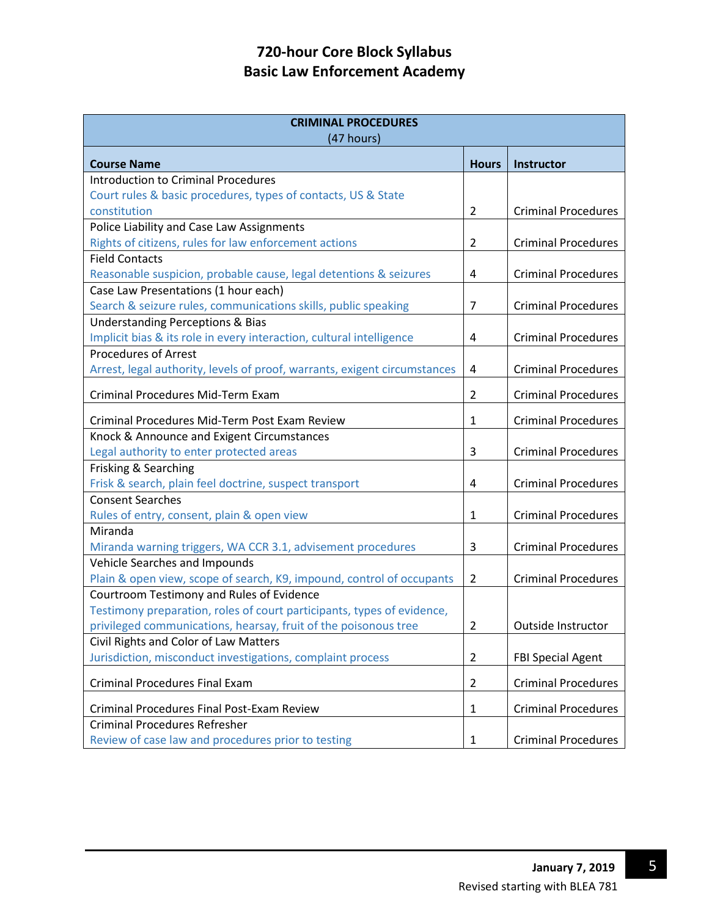# 720-hour Core Block Syllabus
# Basic Law Enforcement Academy

| CRIMINAL PROCEDURES (47 hours) | | |
|---|---|---|
| **Course Name** | **Hours** | **Instructor** |
| Introduction to Criminal Procedures<br>Court rules & basic procedures, types of contacts, US & State constitution | 2 | Criminal Procedures |
| Police Liability and Case Law Assignments<br>Rights of citizens, rules for law enforcement actions | 2 | Criminal Procedures |
| Field Contacts<br>Reasonable suspicion, probable cause, legal detentions & seizures | 4 | Criminal Procedures |
| Case Law Presentations (1 hour each)<br>Search & seizure rules, communications skills, public speaking | 7 | Criminal Procedures |
| Understanding Perceptions & Bias<br>Implicit bias & its role in every interaction, cultural intelligence | 4 | Criminal Procedures |
| Procedures of Arrest<br>Arrest, legal authority, levels of proof, warrants, exigent circumstances | 4 | Criminal Procedures |
| Criminal Procedures Mid-Term Exam | 2 | Criminal Procedures |
| Criminal Procedures Mid-Term Post Exam Review | 1 | Criminal Procedures |
| Knock & Announce and Exigent Circumstances<br>Legal authority to enter protected areas | 3 | Criminal Procedures |
| Frisking & Searching<br>Frisk & search, plain feel doctrine, suspect transport | 4 | Criminal Procedures |
| Consent Searches<br>Rules of entry, consent, plain & open view | 1 | Criminal Procedures |
| Miranda<br>Miranda warning triggers, WA CCR 3.1, advisement procedures | 3 | Criminal Procedures |
| Vehicle Searches and Impounds<br>Plain & open view, scope of search, K9, impound, control of occupants | 2 | Criminal Procedures |
| Courtroom Testimony and Rules of Evidence<br>Testimony preparation, roles of court participants, types of evidence, privileged communications, hearsay, fruit of the poisonous tree | 2 | Outside Instructor |
| Civil Rights and Color of Law Matters<br>Jurisdiction, misconduct investigations, complaint process | 2 | FBI Special Agent |
| Criminal Procedures Final Exam | 2 | Criminal Procedures |
| Criminal Procedures Final Post-Exam Review | 1 | Criminal Procedures |
| Criminal Procedures Refresher<br>Review of case law and procedures prior to testing | 1 | Criminal Procedures |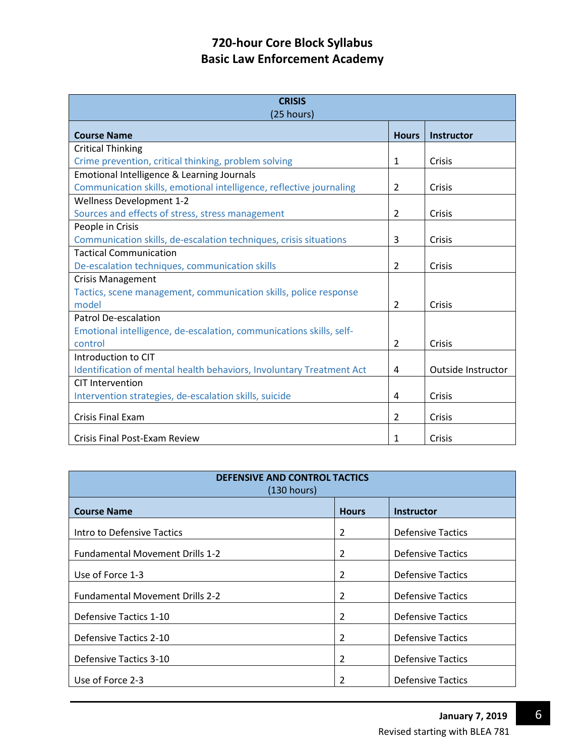# 720-hour Core Block Syllabus
# Basic Law Enforcement Academy

| CRISIS (25 hours) | | |
|---|---|---|
| **Course Name** | **Hours** | **Instructor** |
| Critical Thinking<br>Crime prevention, critical thinking, problem solving | 1 | Crisis |
| Emotional Intelligence & Learning Journals<br>Communication skills, emotional intelligence, reflective journaling | 2 | Crisis |
| Wellness Development 1-2<br>Sources and effects of stress, stress management | 2 | Crisis |
| People in Crisis<br>Communication skills, de-escalation techniques, crisis situations | 3 | Crisis |
| Tactical Communication<br>De-escalation techniques, communication skills | 2 | Crisis |
| Crisis Management<br>Tactics, scene management, communication skills, police response model | 2 | Crisis |
| Patrol De-escalation<br>Emotional intelligence, de-escalation, communications skills, self-control | 2 | Crisis |
| Introduction to CIT<br>Identification of mental health behaviors, Involuntary Treatment Act | 4 | Outside Instructor |
| CIT Intervention<br>Intervention strategies, de-escalation skills, suicide | 4 | Crisis |
| Crisis Final Exam | 2 | Crisis |
| Crisis Final Post-Exam Review | 1 | Crisis |

| DEFENSIVE AND CONTROL TACTICS (130 hours) | | |
|---|---|---|
| **Course Name** | **Hours** | **Instructor** |
| Intro to Defensive Tactics | 2 | Defensive Tactics |
| Fundamental Movement Drills 1-2 | 2 | Defensive Tactics |
| Use of Force 1-3 | 2 | Defensive Tactics |
| Fundamental Movement Drills 2-2 | 2 | Defensive Tactics |
| Defensive Tactics 1-10 | 2 | Defensive Tactics |
| Defensive Tactics 2-10 | 2 | Defensive Tactics |
| Defensive Tactics 3-10 | 2 | Defensive Tactics |
| Use of Force 2-3 | 2 | Defensive Tactics |

**January 7, 2019**
Revised starting with BLEA 781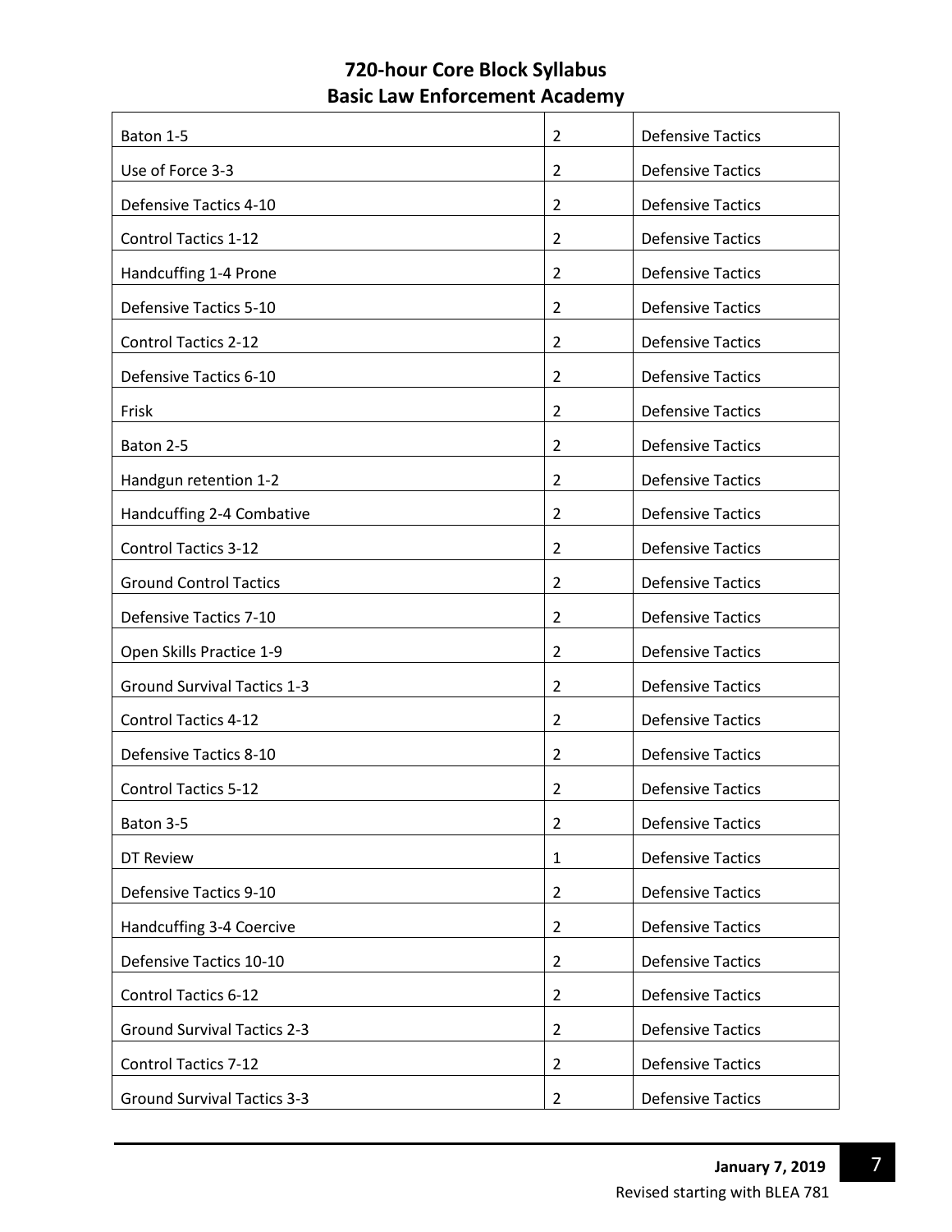# 720-hour Core Block Syllabus
# Basic Law Enforcement Academy

| | | |
|---|---|---|
| Baton 1-5 | 2 | Defensive Tactics |
| Use of Force 3-3 | 2 | Defensive Tactics |
| Defensive Tactics 4-10 | 2 | Defensive Tactics |
| Control Tactics 1-12 | 2 | Defensive Tactics |
| Handcuffing 1-4 Prone | 2 | Defensive Tactics |
| Defensive Tactics 5-10 | 2 | Defensive Tactics |
| Control Tactics 2-12 | 2 | Defensive Tactics |
| Defensive Tactics 6-10 | 2 | Defensive Tactics |
| Frisk | 2 | Defensive Tactics |
| Baton 2-5 | 2 | Defensive Tactics |
| Handgun retention 1-2 | 2 | Defensive Tactics |
| Handcuffing 2-4 Combative | 2 | Defensive Tactics |
| Control Tactics 3-12 | 2 | Defensive Tactics |
| Ground Control Tactics | 2 | Defensive Tactics |
| Defensive Tactics 7-10 | 2 | Defensive Tactics |
| Open Skills Practice 1-9 | 2 | Defensive Tactics |
| Ground Survival Tactics 1-3 | 2 | Defensive Tactics |
| Control Tactics 4-12 | 2 | Defensive Tactics |
| Defensive Tactics 8-10 | 2 | Defensive Tactics |
| Control Tactics 5-12 | 2 | Defensive Tactics |
| Baton 3-5 | 2 | Defensive Tactics |
| DT Review | 1 | Defensive Tactics |
| Defensive Tactics 9-10 | 2 | Defensive Tactics |
| Handcuffing 3-4 Coercive | 2 | Defensive Tactics |
| Defensive Tactics 10-10 | 2 | Defensive Tactics |
| Control Tactics 6-12 | 2 | Defensive Tactics |
| Ground Survival Tactics 2-3 | 2 | Defensive Tactics |
| Control Tactics 7-12 | 2 | Defensive Tactics |
| Ground Survival Tactics 3-3 | 2 | Defensive Tactics |

**January 7, 2019**

Revised starting with BLEA 781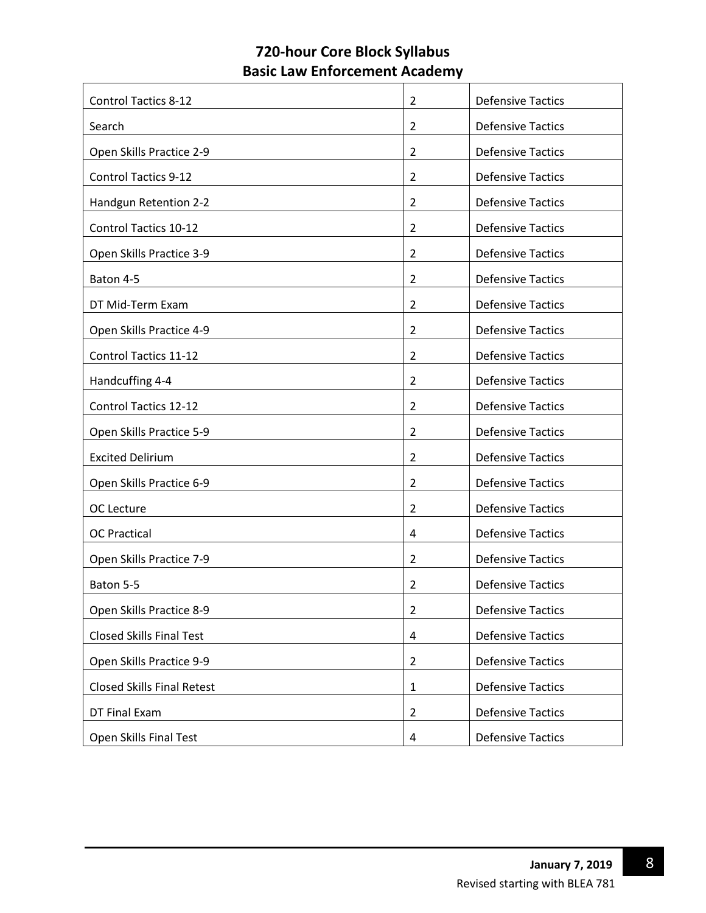## 720-hour Core Block Syllabus
## Basic Law Enforcement Academy

| | | |
|---|---|---|
| Control Tactics 8-12 | 2 | Defensive Tactics |
| Search | 2 | Defensive Tactics |
| Open Skills Practice 2-9 | 2 | Defensive Tactics |
| Control Tactics 9-12 | 2 | Defensive Tactics |
| Handgun Retention 2-2 | 2 | Defensive Tactics |
| Control Tactics 10-12 | 2 | Defensive Tactics |
| Open Skills Practice 3-9 | 2 | Defensive Tactics |
| Baton 4-5 | 2 | Defensive Tactics |
| DT Mid-Term Exam | 2 | Defensive Tactics |
| Open Skills Practice 4-9 | 2 | Defensive Tactics |
| Control Tactics 11-12 | 2 | Defensive Tactics |
| Handcuffing 4-4 | 2 | Defensive Tactics |
| Control Tactics 12-12 | 2 | Defensive Tactics |
| Open Skills Practice 5-9 | 2 | Defensive Tactics |
| Excited Delirium | 2 | Defensive Tactics |
| Open Skills Practice 6-9 | 2 | Defensive Tactics |
| OC Lecture | 2 | Defensive Tactics |
| OC Practical | 4 | Defensive Tactics |
| Open Skills Practice 7-9 | 2 | Defensive Tactics |
| Baton 5-5 | 2 | Defensive Tactics |
| Open Skills Practice 8-9 | 2 | Defensive Tactics |
| Closed Skills Final Test | 4 | Defensive Tactics |
| Open Skills Practice 9-9 | 2 | Defensive Tactics |
| Closed Skills Final Retest | 1 | Defensive Tactics |
| DT Final Exam | 2 | Defensive Tactics |
| Open Skills Final Test | 4 | Defensive Tactics |

**January 7, 2019**
Revised starting with BLEA 781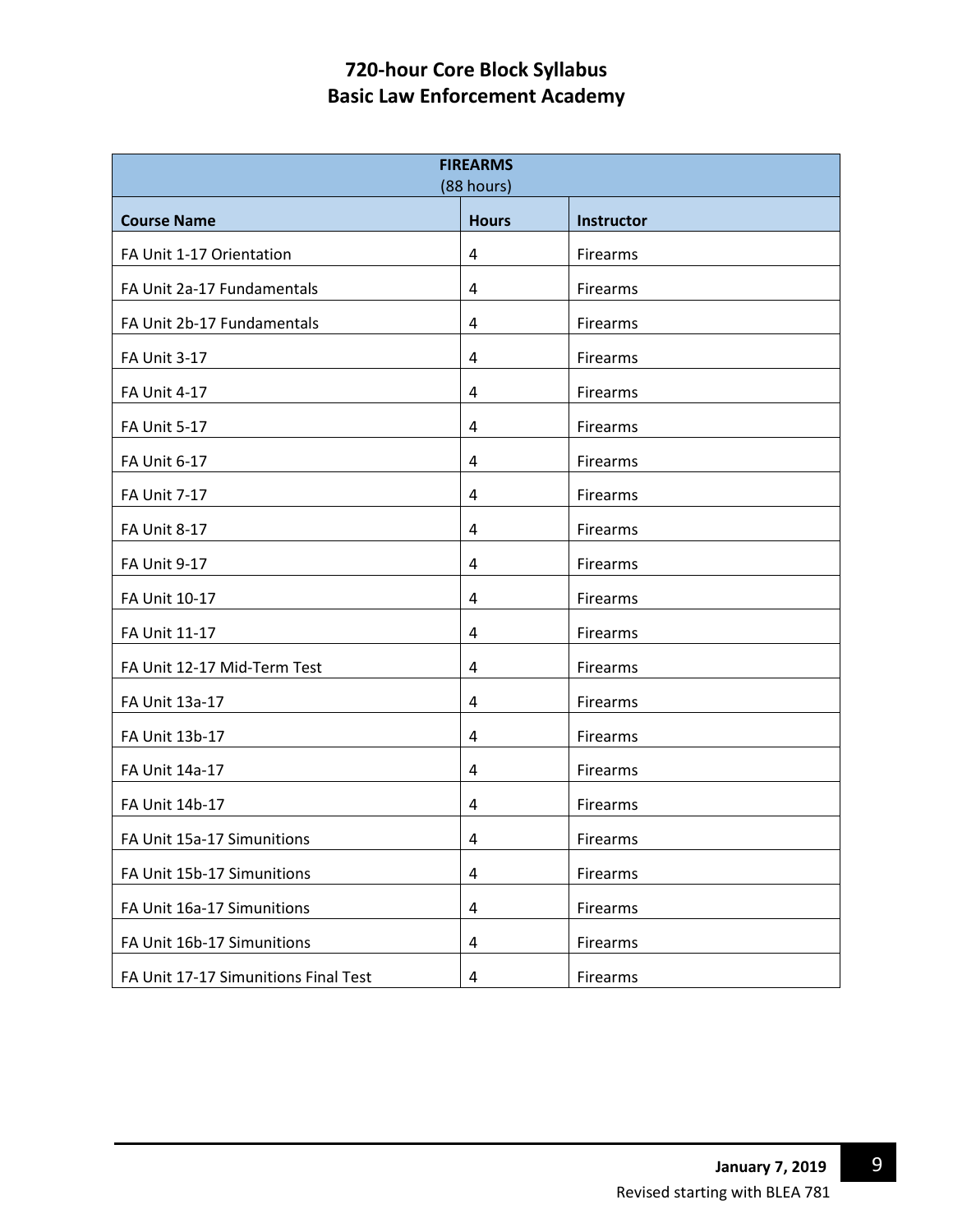# 720-hour Core Block Syllabus
# Basic Law Enforcement Academy

| FIREARMS (88 hours) | | |
|---|---|---|
| **Course Name** | **Hours** | **Instructor** |
| FA Unit 1-17 Orientation | 4 | Firearms |
| FA Unit 2a-17 Fundamentals | 4 | Firearms |
| FA Unit 2b-17 Fundamentals | 4 | Firearms |
| FA Unit 3-17 | 4 | Firearms |
| FA Unit 4-17 | 4 | Firearms |
| FA Unit 5-17 | 4 | Firearms |
| FA Unit 6-17 | 4 | Firearms |
| FA Unit 7-17 | 4 | Firearms |
| FA Unit 8-17 | 4 | Firearms |
| FA Unit 9-17 | 4 | Firearms |
| FA Unit 10-17 | 4 | Firearms |
| FA Unit 11-17 | 4 | Firearms |
| FA Unit 12-17 Mid-Term Test | 4 | Firearms |
| FA Unit 13a-17 | 4 | Firearms |
| FA Unit 13b-17 | 4 | Firearms |
| FA Unit 14a-17 | 4 | Firearms |
| FA Unit 14b-17 | 4 | Firearms |
| FA Unit 15a-17 Simunitions | 4 | Firearms |
| FA Unit 15b-17 Simunitions | 4 | Firearms |
| FA Unit 16a-17 Simunitions | 4 | Firearms |
| FA Unit 16b-17 Simunitions | 4 | Firearms |
| FA Unit 17-17 Simunitions Final Test | 4 | Firearms |

**January 7, 2019**

Revised starting with BLEA 781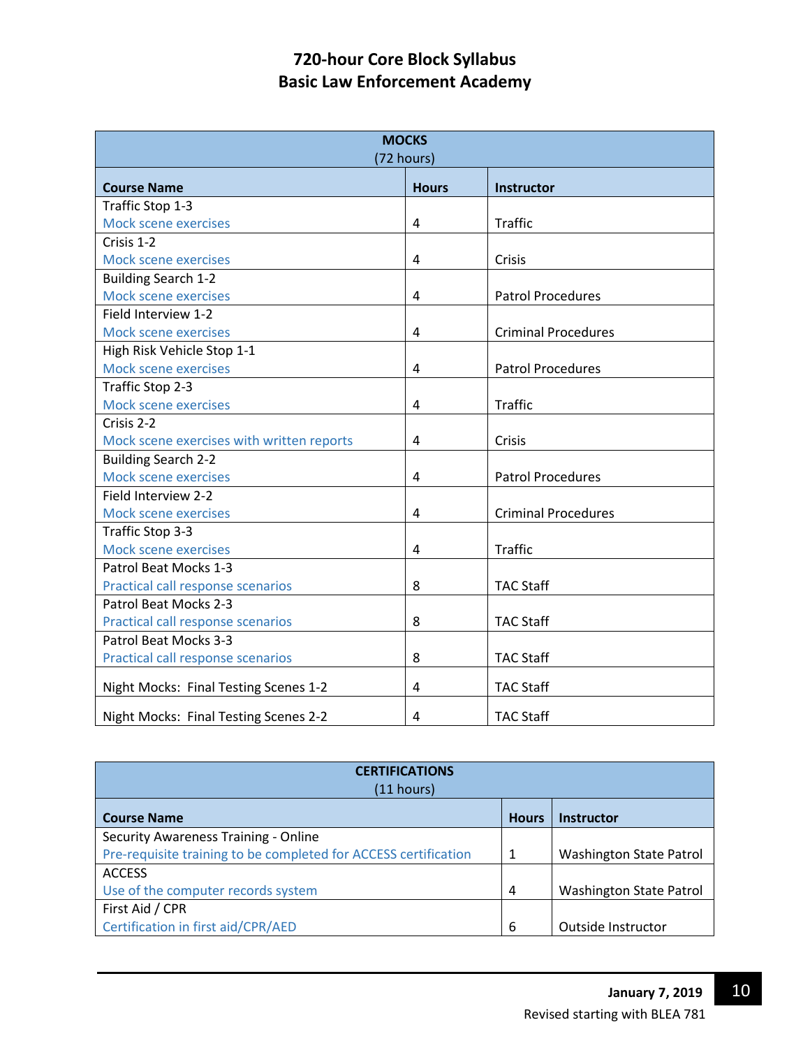# 720-hour Core Block Syllabus
## Basic Law Enforcement Academy

| MOCKS (72 hours) | | |
|---|---|---|
| **Course Name** | **Hours** | **Instructor** |
| Traffic Stop 1-3<br>Mock scene exercises | 4 | Traffic |
| Crisis 1-2<br>Mock scene exercises | 4 | Crisis |
| Building Search 1-2<br>Mock scene exercises | 4 | Patrol Procedures |
| Field Interview 1-2<br>Mock scene exercises | 4 | Criminal Procedures |
| High Risk Vehicle Stop 1-1<br>Mock scene exercises | 4 | Patrol Procedures |
| Traffic Stop 2-3<br>Mock scene exercises | 4 | Traffic |
| Crisis 2-2<br>Mock scene exercises with written reports | 4 | Crisis |
| Building Search 2-2<br>Mock scene exercises | 4 | Patrol Procedures |
| Field Interview 2-2<br>Mock scene exercises | 4 | Criminal Procedures |
| Traffic Stop 3-3<br>Mock scene exercises | 4 | Traffic |
| Patrol Beat Mocks 1-3<br>Practical call response scenarios | 8 | TAC Staff |
| Patrol Beat Mocks 2-3<br>Practical call response scenarios | 8 | TAC Staff |
| Patrol Beat Mocks 3-3<br>Practical call response scenarios | 8 | TAC Staff |
| Night Mocks: Final Testing Scenes 1-2 | 4 | TAC Staff |
| Night Mocks: Final Testing Scenes 2-2 | 4 | TAC Staff |

| CERTIFICATIONS (11 hours) | | |
|---|---|---|
| **Course Name** | **Hours** | **Instructor** |
| Security Awareness Training - Online<br>Pre-requisite training to be completed for ACCESS certification | 1 | Washington State Patrol |
| ACCESS<br>Use of the computer records system | 4 | Washington State Patrol |
| First Aid / CPR<br>Certification in first aid/CPR/AED | 6 | Outside Instructor |

**January 7, 2019**
Revised starting with BLEA 781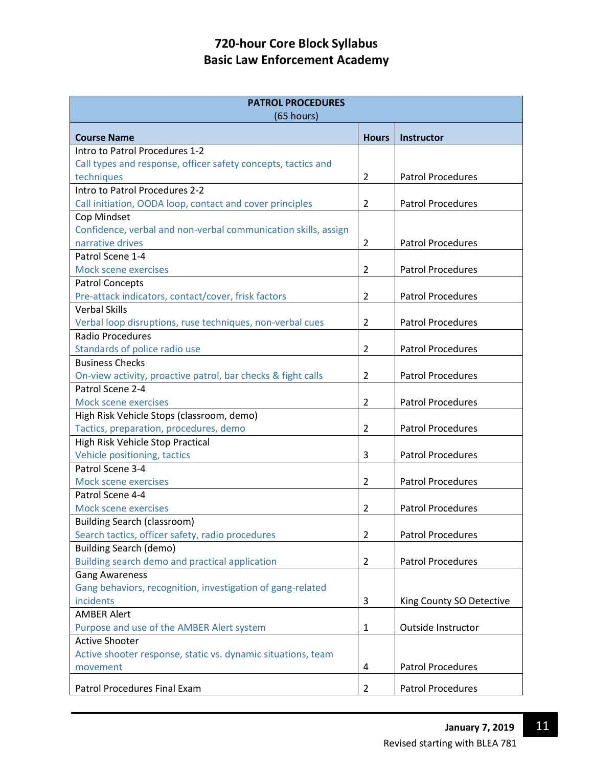# 720-hour Core Block Syllabus
# Basic Law Enforcement Academy

| PATROL PROCEDURES (65 hours) | | |
|---|---|---|
| **Course Name** | **Hours** | **Instructor** |
| Intro to Patrol Procedures 1-2<br>Call types and response, officer safety concepts, tactics and techniques | 2 | Patrol Procedures |
| Intro to Patrol Procedures 2-2<br>Call initiation, OODA loop, contact and cover principles | 2 | Patrol Procedures |
| Cop Mindset<br>Confidence, verbal and non-verbal communication skills, assign narrative drives | 2 | Patrol Procedures |
| Patrol Scene 1-4<br>Mock scene exercises | 2 | Patrol Procedures |
| Patrol Concepts<br>Pre-attack indicators, contact/cover, frisk factors | 2 | Patrol Procedures |
| Verbal Skills<br>Verbal loop disruptions, ruse techniques, non-verbal cues | 2 | Patrol Procedures |
| Radio Procedures<br>Standards of police radio use | 2 | Patrol Procedures |
| Business Checks<br>On-view activity, proactive patrol, bar checks & fight calls | 2 | Patrol Procedures |
| Patrol Scene 2-4<br>Mock scene exercises | 2 | Patrol Procedures |
| High Risk Vehicle Stops (classroom, demo)<br>Tactics, preparation, procedures, demo | 2 | Patrol Procedures |
| High Risk Vehicle Stop Practical<br>Vehicle positioning, tactics | 3 | Patrol Procedures |
| Patrol Scene 3-4<br>Mock scene exercises | 2 | Patrol Procedures |
| Patrol Scene 4-4<br>Mock scene exercises | 2 | Patrol Procedures |
| Building Search (classroom)<br>Search tactics, officer safety, radio procedures | 2 | Patrol Procedures |
| Building Search (demo)<br>Building search demo and practical application | 2 | Patrol Procedures |
| Gang Awareness<br>Gang behaviors, recognition, investigation of gang-related incidents | 3 | King County SO Detective |
| AMBER Alert<br>Purpose and use of the AMBER Alert system | 1 | Outside Instructor |
| Active Shooter<br>Active shooter response, static vs. dynamic situations, team movement | 4 | Patrol Procedures |
| Patrol Procedures Final Exam | 2 | Patrol Procedures |

**January 7, 2019**
Revised starting with BLEA 781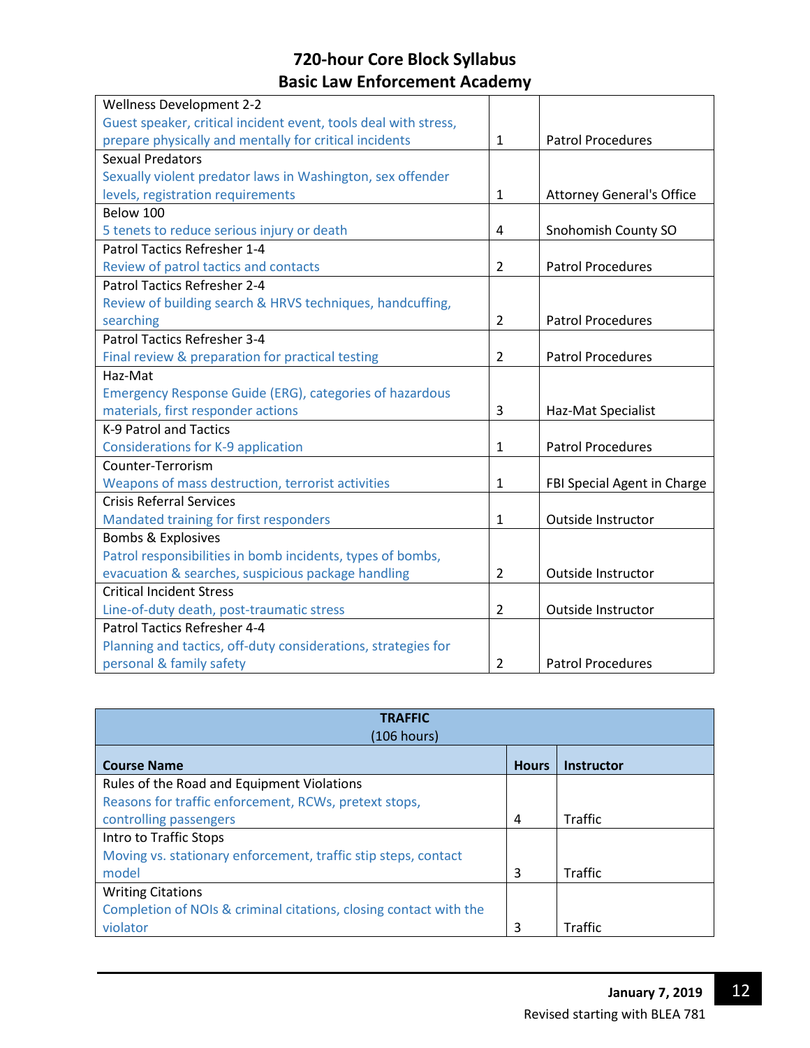# 720-hour Core Block Syllabus
## Basic Law Enforcement Academy

| | | |
|---|---|---|
| Wellness Development 2-2<br>Guest speaker, critical incident event, tools deal with stress, prepare physically and mentally for critical incidents | 1 | Patrol Procedures |
| Sexual Predators<br>Sexually violent predator laws in Washington, sex offender levels, registration requirements | 1 | Attorney General's Office |
| Below 100<br>5 tenets to reduce serious injury or death | 4 | Snohomish County SO |
| Patrol Tactics Refresher 1-4<br>Review of patrol tactics and contacts | 2 | Patrol Procedures |
| Patrol Tactics Refresher 2-4<br>Review of building search & HRVS techniques, handcuffing, searching | 2 | Patrol Procedures |
| Patrol Tactics Refresher 3-4<br>Final review & preparation for practical testing | 2 | Patrol Procedures |
| Haz-Mat<br>Emergency Response Guide (ERG), categories of hazardous materials, first responder actions | 3 | Haz-Mat Specialist |
| K-9 Patrol and Tactics<br>Considerations for K-9 application | 1 | Patrol Procedures |
| Counter-Terrorism<br>Weapons of mass destruction, terrorist activities | 1 | FBI Special Agent in Charge |
| Crisis Referral Services<br>Mandated training for first responders | 1 | Outside Instructor |
| Bombs & Explosives<br>Patrol responsibilities in bomb incidents, types of bombs, evacuation & searches, suspicious package handling | 2 | Outside Instructor |
| Critical Incident Stress<br>Line-of-duty death, post-traumatic stress | 2 | Outside Instructor |
| Patrol Tactics Refresher 4-4<br>Planning and tactics, off-duty considerations, strategies for personal & family safety | 2 | Patrol Procedures |

| **TRAFFIC**<br>(106 hours) | | |
|---|---|---|
| **Course Name** | **Hours** | **Instructor** |
| Rules of the Road and Equipment Violations<br>Reasons for traffic enforcement, RCWs, pretext stops, controlling passengers | 4 | Traffic |
| Intro to Traffic Stops<br>Moving vs. stationary enforcement, traffic stip steps, contact model | 3 | Traffic |
| Writing Citations<br>Completion of NOIs & criminal citations, closing contact with the violator | 3 | Traffic |

**January 7, 2019**

Revised starting with BLEA 781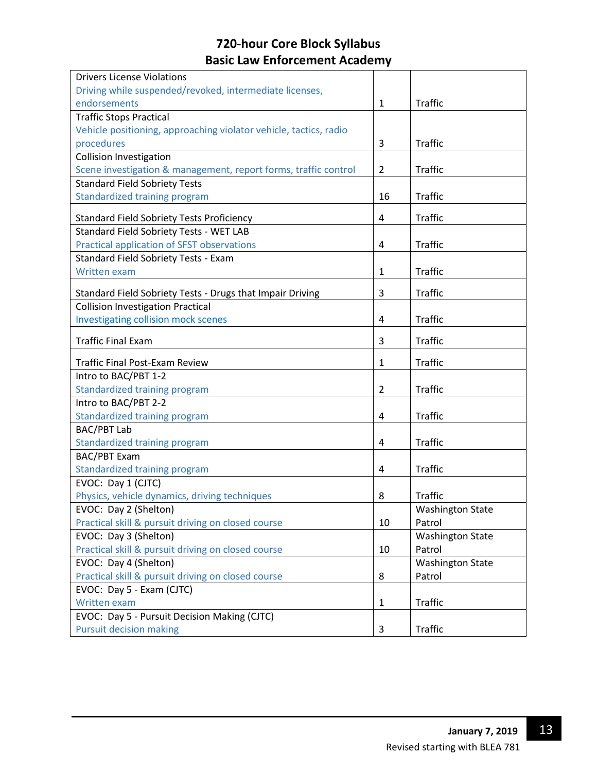# 720-hour Core Block Syllabus
## Basic Law Enforcement Academy

| | | |
|---|---|---|
| Drivers License Violations<br>Driving while suspended/revoked, intermediate licenses, endorsements | 1 | Traffic |
| Traffic Stops Practical<br>Vehicle positioning, approaching violator vehicle, tactics, radio procedures | 3 | Traffic |
| Collision Investigation<br>Scene investigation & management, report forms, traffic control | 2 | Traffic |
| Standard Field Sobriety Tests<br>Standardized training program | 16 | Traffic |
| Standard Field Sobriety Tests Proficiency | 4 | Traffic |
| Standard Field Sobriety Tests - WET LAB<br>Practical application of SFST observations | 4 | Traffic |
| Standard Field Sobriety Tests - Exam<br>Written exam | 1 | Traffic |
| Standard Field Sobriety Tests - Drugs that Impair Driving | 3 | Traffic |
| Collision Investigation Practical<br>Investigating collision mock scenes | 4 | Traffic |
| Traffic Final Exam | 3 | Traffic |
| Traffic Final Post-Exam Review | 1 | Traffic |
| Intro to BAC/PBT 1-2<br>Standardized training program | 2 | Traffic |
| Intro to BAC/PBT 2-2<br>Standardized training program | 4 | Traffic |
| BAC/PBT Lab<br>Standardized training program | 4 | Traffic |
| BAC/PBT Exam<br>Standardized training program | 4 | Traffic |
| EVOC: Day 1 (CJTC)<br>Physics, vehicle dynamics, driving techniques | 8 | Traffic |
| EVOC: Day 2 (Shelton)<br>Practical skill & pursuit driving on closed course | 10 | Washington State Patrol |
| EVOC: Day 3 (Shelton)<br>Practical skill & pursuit driving on closed course | 10 | Washington State Patrol |
| EVOC: Day 4 (Shelton)<br>Practical skill & pursuit driving on closed course | 8 | Washington State Patrol |
| EVOC: Day 5 - Exam (CJTC)<br>Written exam | 1 | Traffic |
| EVOC: Day 5 - Pursuit Decision Making (CJTC)<br>Pursuit decision making | 3 | Traffic |

**January 7, 2019**
Revised starting with BLEA 781